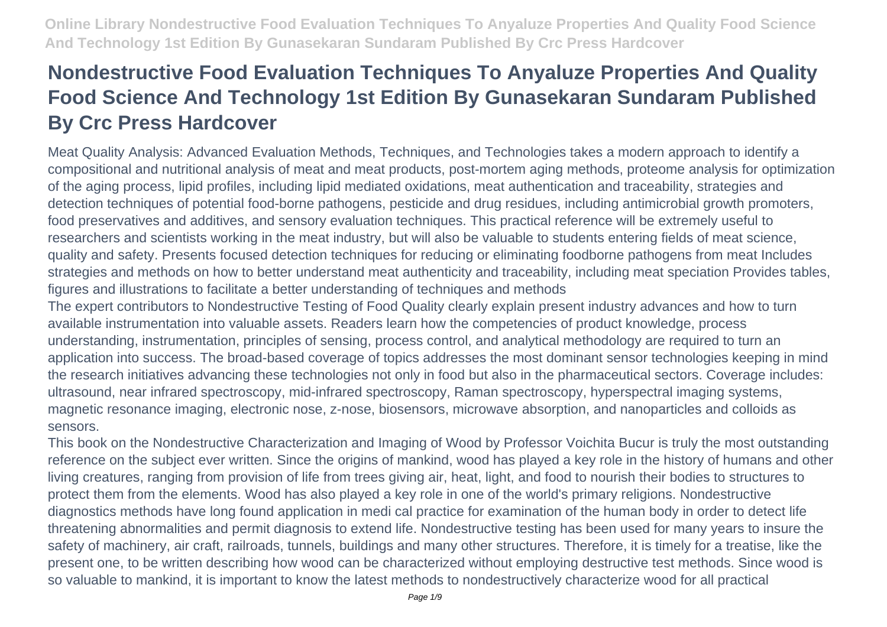# Nondestructive Food Evaluation Techniques To Anyaluze Properties And Quality Food Science And Technology 1st Edition By Gunasekaran Sundaram Published By Crc Press Hardcover

Meat Quality Analysis: Advanced Evaluation Methods, Techniques, and Technologies takes a modern approach to identify a compositional and nutritional analysis of meat and meat products, post-mortem aging methods, proteome analysis for optimization of the aging process, lipid profiles, including lipid mediated oxidations, meat authentication and traceability, strategies and detection techniques of potential food-borne pathogens, pesticide and drug residues, including antimicrobial growth promoters, food preservatives and additives, and sensory evaluation techniques. This practical reference will be extremely useful to researchers and scientists working in the meat industry, but will also be valuable to students entering fields of meat science, quality and safety. Presents focused detection techniques for reducing or eliminating foodborne pathogens from meat Includes strategies and methods on how to better understand meat authenticity and traceability, including meat speciation Provides tables, figures and illustrations to facilitate a better understanding of techniques and methods

The expert contributors to Nondestructive Testing of Food Quality clearly explain present industry advances and how to turn available instrumentation into valuable assets. Readers learn how the competencies of product knowledge, process understanding, instrumentation, principles of sensing, process control, and analytical methodology are required to turn an application into success. The broad-based coverage of topics addresses the most dominant sensor technologies keeping in mind the research initiatives advancing these technologies not only in food but also in the pharmaceutical sectors. Coverage includes: ultrasound, near infrared spectroscopy, mid-infrared spectroscopy, Raman spectroscopy, hyperspectral imaging systems, magnetic resonance imaging, electronic nose, z-nose, biosensors, microwave absorption, and nanoparticles and colloids as sensors.

This book on the Nondestructive Characterization and Imaging of Wood by Professor Voichita Bucur is truly the most outstanding reference on the subject ever written. Since the origins of mankind, wood has played a key role in the history of humans and other living creatures, ranging from provision of life from trees giving air, heat, light, and food to nourish their bodies to structures to protect them from the elements. Wood has also played a key role in one of the world's primary religions. Nondestructive diagnostics methods have long found application in medi cal practice for examination of the human body in order to detect life threatening abnormalities and permit diagnosis to extend life. Nondestructive testing has been used for many years to insure the safety of machinery, air craft, railroads, tunnels, buildings and many other structures. Therefore, it is timely for a treatise, like the present one, to be written describing how wood can be characterized without employing destructive test methods. Since wood is so valuable to mankind, it is important to know the latest methods to nondestructively characterize wood for all practical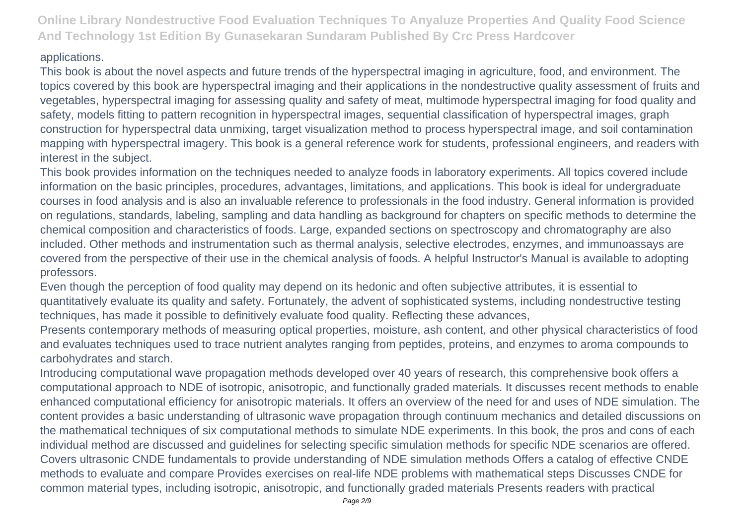applications.

This book is about the novel aspects and future trends of the hyperspectral imaging in agriculture, food, and environment. The topics covered by this book are hyperspectral imaging and their applications in the nondestructive quality assessment of fruits and vegetables, hyperspectral imaging for assessing quality and safety of meat, multimode hyperspectral imaging for food quality and safety, models fitting to pattern recognition in hyperspectral images, sequential classification of hyperspectral images, graph construction for hyperspectral data unmixing, target visualization method to process hyperspectral image, and soil contamination mapping with hyperspectral imagery. This book is a general reference work for students, professional engineers, and readers with interest in the subject.

This book provides information on the techniques needed to analyze foods in laboratory experiments. All topics covered include information on the basic principles, procedures, advantages, limitations, and applications. This book is ideal for undergraduate courses in food analysis and is also an invaluable reference to professionals in the food industry. General information is provided on regulations, standards, labeling, sampling and data handling as background for chapters on specific methods to determine the chemical composition and characteristics of foods. Large, expanded sections on spectroscopy and chromatography are also included. Other methods and instrumentation such as thermal analysis, selective electrodes, enzymes, and immunoassays are covered from the perspective of their use in the chemical analysis of foods. A helpful Instructor's Manual is available to adopting professors.

Even though the perception of food quality may depend on its hedonic and often subjective attributes, it is essential to quantitatively evaluate its quality and safety. Fortunately, the advent of sophisticated systems, including nondestructive testing techniques, has made it possible to definitively evaluate food quality. Reflecting these advances,

Presents contemporary methods of measuring optical properties, moisture, ash content, and other physical characteristics of food and evaluates techniques used to trace nutrient analytes ranging from peptides, proteins, and enzymes to aroma compounds to carbohydrates and starch.

Introducing computational wave propagation methods developed over 40 years of research, this comprehensive book offers a computational approach to NDE of isotropic, anisotropic, and functionally graded materials. It discusses recent methods to enable enhanced computational efficiency for anisotropic materials. It offers an overview of the need for and uses of NDE simulation. The content provides a basic understanding of ultrasonic wave propagation through continuum mechanics and detailed discussions on the mathematical techniques of six computational methods to simulate NDE experiments. In this book, the pros and cons of each individual method are discussed and guidelines for selecting specific simulation methods for specific NDE scenarios are offered. Covers ultrasonic CNDE fundamentals to provide understanding of NDE simulation methods Offers a catalog of effective CNDE methods to evaluate and compare Provides exercises on real-life NDE problems with mathematical steps Discusses CNDE for common material types, including isotropic, anisotropic, and functionally graded materials Presents readers with practical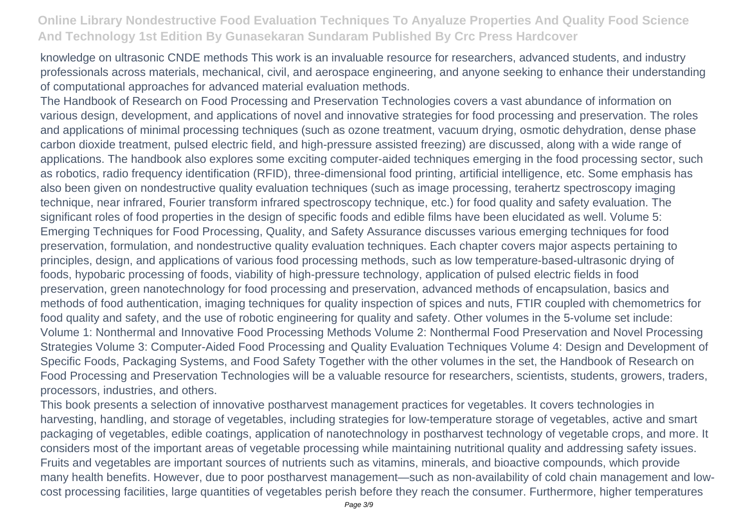knowledge on ultrasonic CNDE methods This work is an invaluable resource for researchers, advanced students, and industry professionals across materials, mechanical, civil, and aerospace engineering, and anyone seeking to enhance their understanding of computational approaches for advanced material evaluation methods.

The Handbook of Research on Food Processing and Preservation Technologies covers a vast abundance of information on various design, development, and applications of novel and innovative strategies for food processing and preservation. The roles and applications of minimal processing techniques (such as ozone treatment, vacuum drying, osmotic dehydration, dense phase carbon dioxide treatment, pulsed electric field, and high-pressure assisted freezing) are discussed, along with a wide range of applications. The handbook also explores some exciting computer-aided techniques emerging in the food processing sector, such as robotics, radio frequency identification (RFID), three-dimensional food printing, artificial intelligence, etc. Some emphasis has also been given on nondestructive quality evaluation techniques (such as image processing, terahertz spectroscopy imaging technique, near infrared, Fourier transform infrared spectroscopy technique, etc.) for food quality and safety evaluation. The significant roles of food properties in the design of specific foods and edible films have been elucidated as well. Volume 5: Emerging Techniques for Food Processing, Quality, and Safety Assurance discusses various emerging techniques for food preservation, formulation, and nondestructive quality evaluation techniques. Each chapter covers major aspects pertaining to principles, design, and applications of various food processing methods, such as low temperature-based-ultrasonic drying of foods, hypobaric processing of foods, viability of high-pressure technology, application of pulsed electric fields in food preservation, green nanotechnology for food processing and preservation, advanced methods of encapsulation, basics and methods of food authentication, imaging techniques for quality inspection of spices and nuts, FTIR coupled with chemometrics for food quality and safety, and the use of robotic engineering for quality and safety. Other volumes in the 5-volume set include: Volume 1: Nonthermal and Innovative Food Processing Methods Volume 2: Nonthermal Food Preservation and Novel Processing Strategies Volume 3: Computer-Aided Food Processing and Quality Evaluation Techniques Volume 4: Design and Development of Specific Foods, Packaging Systems, and Food Safety Together with the other volumes in the set, the Handbook of Research on Food Processing and Preservation Technologies will be a valuable resource for researchers, scientists, students, growers, traders, processors, industries, and others.

This book presents a selection of innovative postharvest management practices for vegetables. It covers technologies in harvesting, handling, and storage of vegetables, including strategies for low-temperature storage of vegetables, active and smart packaging of vegetables, edible coatings, application of nanotechnology in postharvest technology of vegetable crops, and more. It considers most of the important areas of vegetable processing while maintaining nutritional quality and addressing safety issues. Fruits and vegetables are important sources of nutrients such as vitamins, minerals, and bioactive compounds, which provide many health benefits. However, due to poor postharvest management—such as non-availability of cold chain management and low-cost processing facilities, large quantities of vegetables perish before they reach the consumer. Furthermore, higher temperatures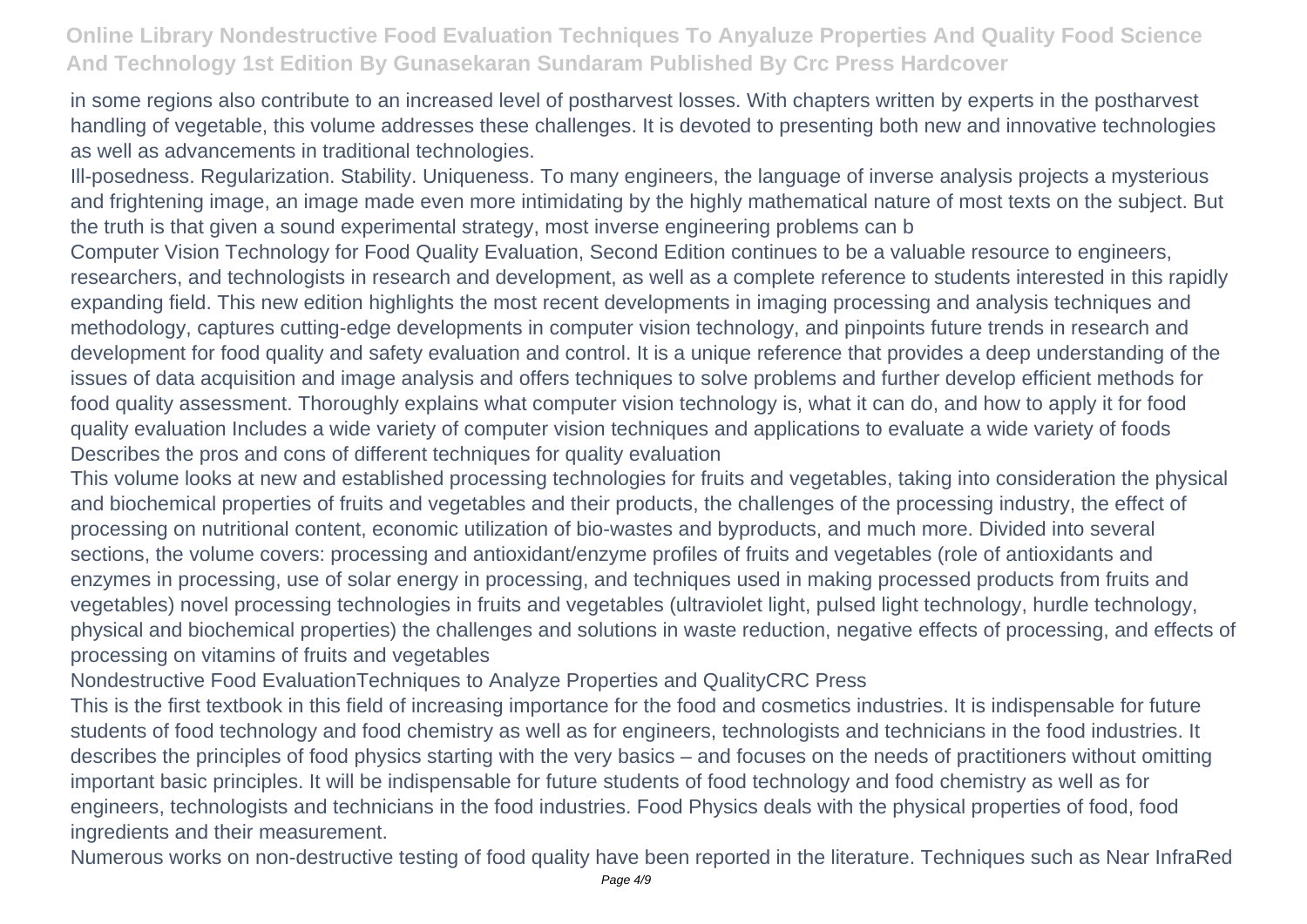in some regions also contribute to an increased level of postharvest losses. With chapters written by experts in the postharvest handling of vegetable, this volume addresses these challenges. It is devoted to presenting both new and innovative technologies as well as advancements in traditional technologies.

Ill-posedness. Regularization. Stability. Uniqueness. To many engineers, the language of inverse analysis projects a mysterious and frightening image, an image made even more intimidating by the highly mathematical nature of most texts on the subject. But the truth is that given a sound experimental strategy, most inverse engineering problems can b

Computer Vision Technology for Food Quality Evaluation, Second Edition continues to be a valuable resource to engineers, researchers, and technologists in research and development, as well as a complete reference to students interested in this rapidly expanding field. This new edition highlights the most recent developments in imaging processing and analysis techniques and methodology, captures cutting-edge developments in computer vision technology, and pinpoints future trends in research and development for food quality and safety evaluation and control. It is a unique reference that provides a deep understanding of the issues of data acquisition and image analysis and offers techniques to solve problems and further develop efficient methods for food quality assessment. Thoroughly explains what computer vision technology is, what it can do, and how to apply it for food quality evaluation Includes a wide variety of computer vision techniques and applications to evaluate a wide variety of foods Describes the pros and cons of different techniques for quality evaluation

This volume looks at new and established processing technologies for fruits and vegetables, taking into consideration the physical and biochemical properties of fruits and vegetables and their products, the challenges of the processing industry, the effect of processing on nutritional content, economic utilization of bio-wastes and byproducts, and much more. Divided into several sections, the volume covers: processing and antioxidant/enzyme profiles of fruits and vegetables (role of antioxidants and enzymes in processing, use of solar energy in processing, and techniques used in making processed products from fruits and vegetables) novel processing technologies in fruits and vegetables (ultraviolet light, pulsed light technology, hurdle technology, physical and biochemical properties) the challenges and solutions in waste reduction, negative effects of processing, and effects of processing on vitamins of fruits and vegetables

Nondestructive Food EvaluationTechniques to Analyze Properties and QualityCRC Press

This is the first textbook in this field of increasing importance for the food and cosmetics industries. It is indispensable for future students of food technology and food chemistry as well as for engineers, technologists and technicians in the food industries. It describes the principles of food physics starting with the very basics – and focuses on the needs of practitioners without omitting important basic principles. It will be indispensable for future students of food technology and food chemistry as well as for engineers, technologists and technicians in the food industries. Food Physics deals with the physical properties of food, food ingredients and their measurement.

Numerous works on non-destructive testing of food quality have been reported in the literature. Techniques such as Near InfraRed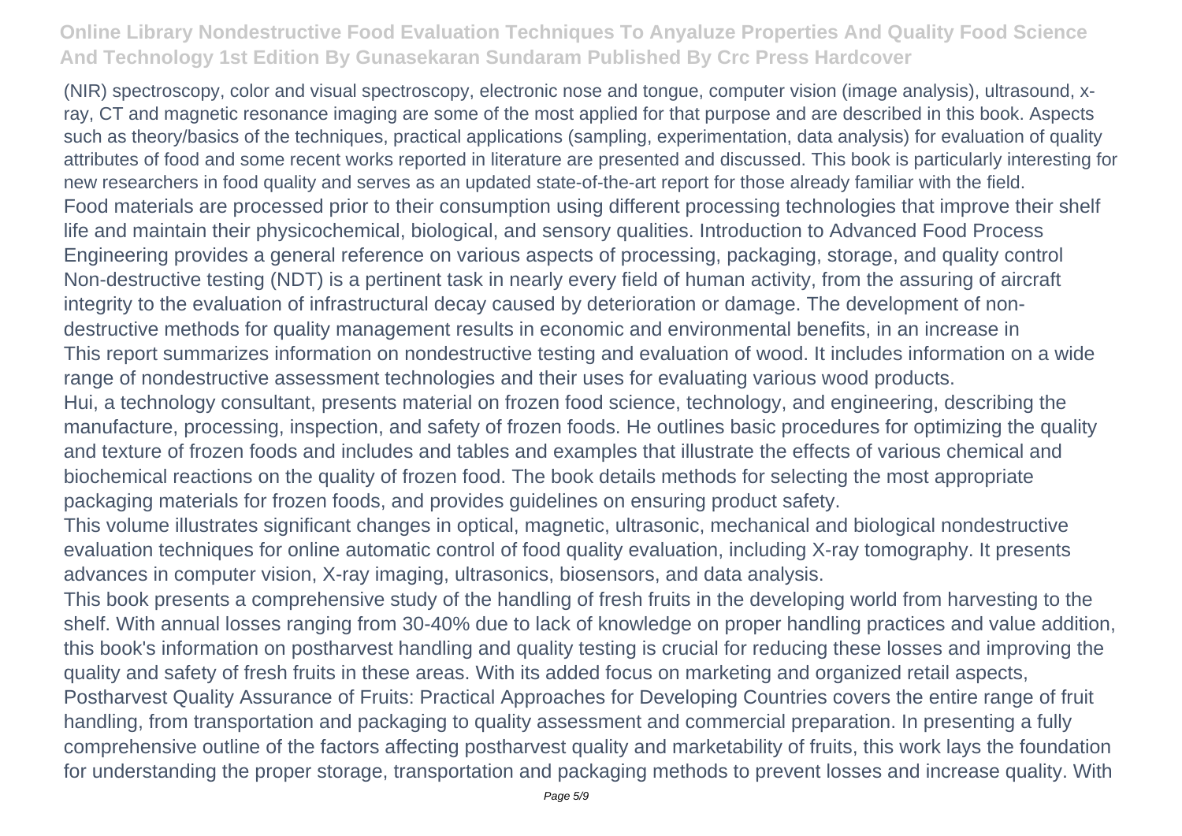(NIR) spectroscopy, color and visual spectroscopy, electronic nose and tongue, computer vision (image analysis), ultrasound, x-ray, CT and magnetic resonance imaging are some of the most applied for that purpose and are described in this book. Aspects such as theory/basics of the techniques, practical applications (sampling, experimentation, data analysis) for evaluation of quality attributes of food and some recent works reported in literature are presented and discussed. This book is particularly interesting for new researchers in food quality and serves as an updated state-of-the-art report for those already familiar with the field.

Food materials are processed prior to their consumption using different processing technologies that improve their shelf life and maintain their physicochemical, biological, and sensory qualities. Introduction to Advanced Food Process Engineering provides a general reference on various aspects of processing, packaging, storage, and quality control

Non-destructive testing (NDT) is a pertinent task in nearly every field of human activity, from the assuring of aircraft integrity to the evaluation of infrastructural decay caused by deterioration or damage. The development of non-destructive methods for quality management results in economic and environmental benefits, in an increase in

This report summarizes information on nondestructive testing and evaluation of wood. It includes information on a wide range of nondestructive assessment technologies and their uses for evaluating various wood products.

Hui, a technology consultant, presents material on frozen food science, technology, and engineering, describing the manufacture, processing, inspection, and safety of frozen foods. He outlines basic procedures for optimizing the quality and texture of frozen foods and includes and tables and examples that illustrate the effects of various chemical and biochemical reactions on the quality of frozen food. The book details methods for selecting the most appropriate packaging materials for frozen foods, and provides guidelines on ensuring product safety.

This volume illustrates significant changes in optical, magnetic, ultrasonic, mechanical and biological nondestructive evaluation techniques for online automatic control of food quality evaluation, including X-ray tomography. It presents advances in computer vision, X-ray imaging, ultrasonics, biosensors, and data analysis.

This book presents a comprehensive study of the handling of fresh fruits in the developing world from harvesting to the shelf. With annual losses ranging from 30-40% due to lack of knowledge on proper handling practices and value addition, this book's information on postharvest handling and quality testing is crucial for reducing these losses and improving the quality and safety of fresh fruits in these areas. With its added focus on marketing and organized retail aspects, Postharvest Quality Assurance of Fruits: Practical Approaches for Developing Countries covers the entire range of fruit handling, from transportation and packaging to quality assessment and commercial preparation. In presenting a fully comprehensive outline of the factors affecting postharvest quality and marketability of fruits, this work lays the foundation for understanding the proper storage, transportation and packaging methods to prevent losses and increase quality. With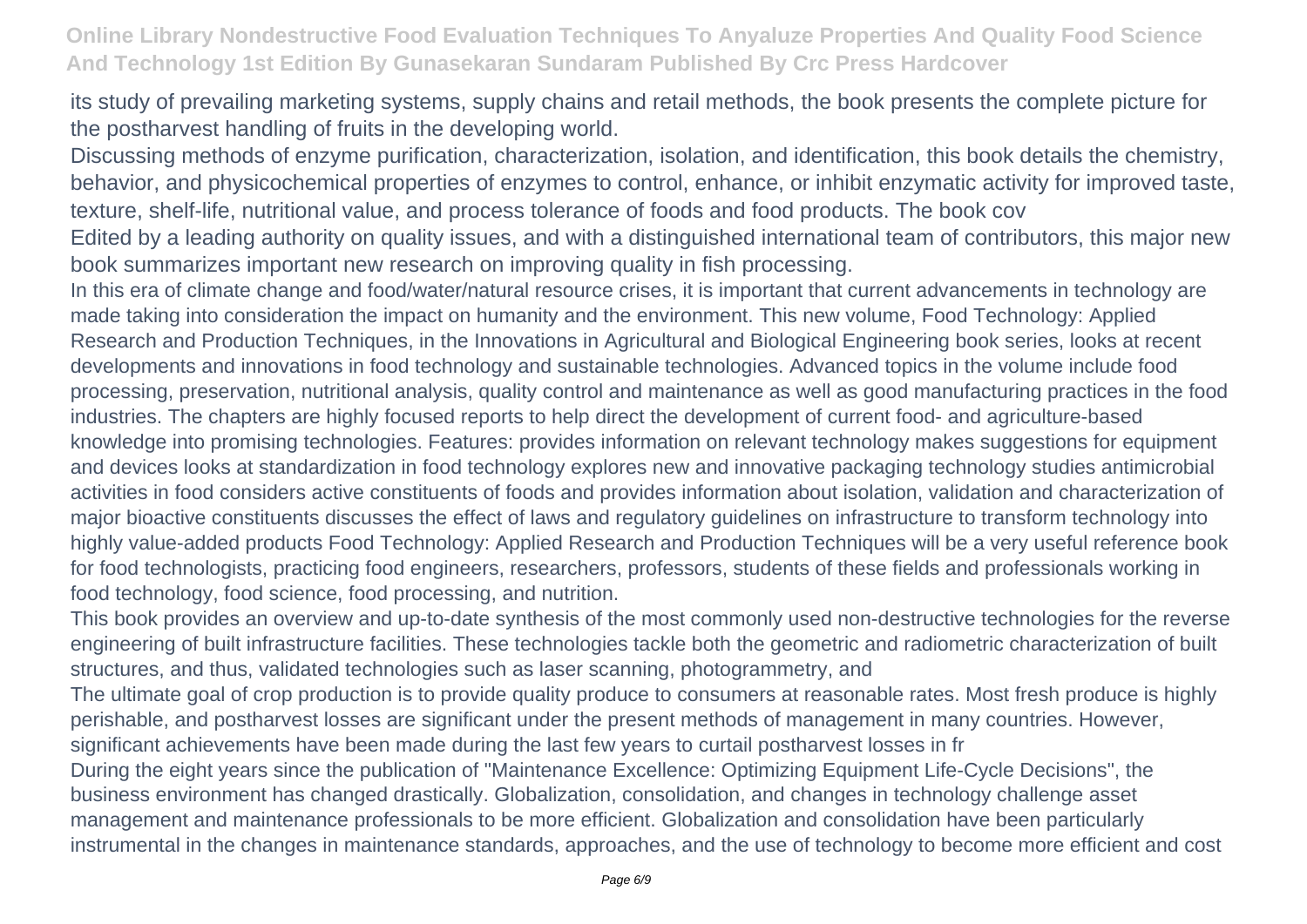its study of prevailing marketing systems, supply chains and retail methods, the book presents the complete picture for the postharvest handling of fruits in the developing world.

Discussing methods of enzyme purification, characterization, isolation, and identification, this book details the chemistry, behavior, and physicochemical properties of enzymes to control, enhance, or inhibit enzymatic activity for improved taste, texture, shelf-life, nutritional value, and process tolerance of foods and food products. The book cov

Edited by a leading authority on quality issues, and with a distinguished international team of contributors, this major new book summarizes important new research on improving quality in fish processing.

In this era of climate change and food/water/natural resource crises, it is important that current advancements in technology are made taking into consideration the impact on humanity and the environment. This new volume, Food Technology: Applied Research and Production Techniques, in the Innovations in Agricultural and Biological Engineering book series, looks at recent developments and innovations in food technology and sustainable technologies. Advanced topics in the volume include food processing, preservation, nutritional analysis, quality control and maintenance as well as good manufacturing practices in the food industries. The chapters are highly focused reports to help direct the development of current food- and agriculture-based knowledge into promising technologies. Features: provides information on relevant technology makes suggestions for equipment and devices looks at standardization in food technology explores new and innovative packaging technology studies antimicrobial activities in food considers active constituents of foods and provides information about isolation, validation and characterization of major bioactive constituents discusses the effect of laws and regulatory guidelines on infrastructure to transform technology into highly value-added products Food Technology: Applied Research and Production Techniques will be a very useful reference book for food technologists, practicing food engineers, researchers, professors, students of these fields and professionals working in food technology, food science, food processing, and nutrition.

This book provides an overview and up-to-date synthesis of the most commonly used non-destructive technologies for the reverse engineering of built infrastructure facilities. These technologies tackle both the geometric and radiometric characterization of built structures, and thus, validated technologies such as laser scanning, photogrammetry, and

The ultimate goal of crop production is to provide quality produce to consumers at reasonable rates. Most fresh produce is highly perishable, and postharvest losses are significant under the present methods of management in many countries. However, significant achievements have been made during the last few years to curtail postharvest losses in fr

During the eight years since the publication of "Maintenance Excellence: Optimizing Equipment Life-Cycle Decisions", the business environment has changed drastically. Globalization, consolidation, and changes in technology challenge asset management and maintenance professionals to be more efficient. Globalization and consolidation have been particularly instrumental in the changes in maintenance standards, approaches, and the use of technology to become more efficient and cost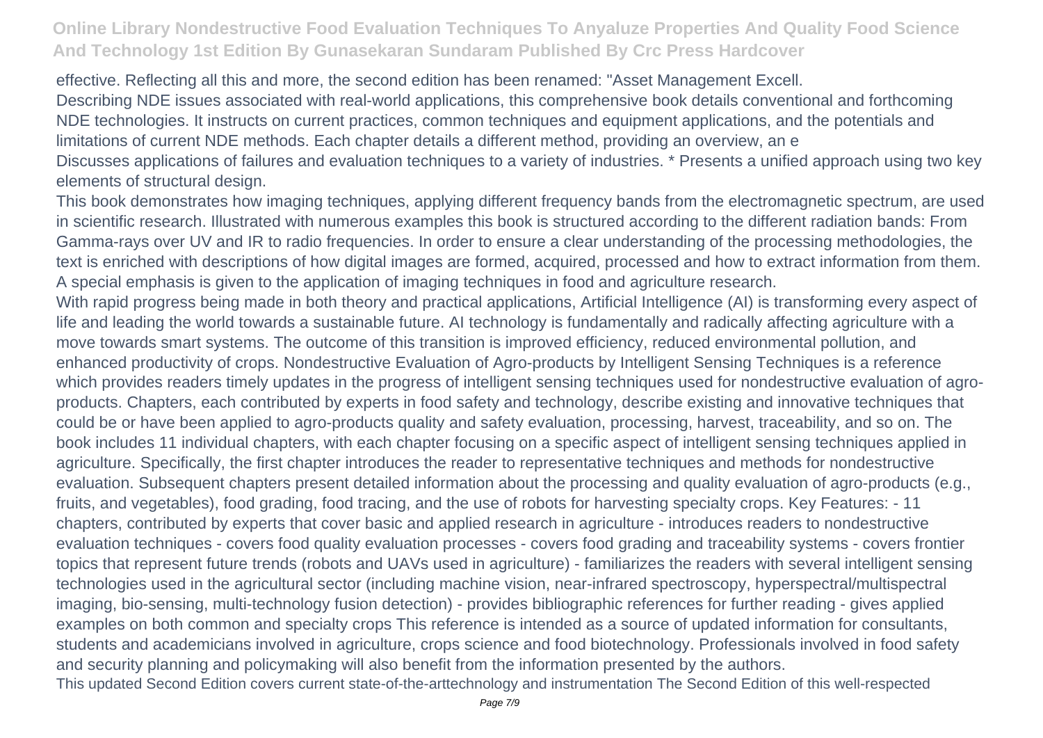effective. Reflecting all this and more, the second edition has been renamed: "Asset Management Excell.

Describing NDE issues associated with real-world applications, this comprehensive book details conventional and forthcoming NDE technologies. It instructs on current practices, common techniques and equipment applications, and the potentials and limitations of current NDE methods. Each chapter details a different method, providing an overview, an e

Discusses applications of failures and evaluation techniques to a variety of industries. * Presents a unified approach using two key elements of structural design.

This book demonstrates how imaging techniques, applying different frequency bands from the electromagnetic spectrum, are used in scientific research. Illustrated with numerous examples this book is structured according to the different radiation bands: From Gamma-rays over UV and IR to radio frequencies. In order to ensure a clear understanding of the processing methodologies, the text is enriched with descriptions of how digital images are formed, acquired, processed and how to extract information from them. A special emphasis is given to the application of imaging techniques in food and agriculture research.

With rapid progress being made in both theory and practical applications, Artificial Intelligence (AI) is transforming every aspect of life and leading the world towards a sustainable future. AI technology is fundamentally and radically affecting agriculture with a move towards smart systems. The outcome of this transition is improved efficiency, reduced environmental pollution, and enhanced productivity of crops. Nondestructive Evaluation of Agro-products by Intelligent Sensing Techniques is a reference which provides readers timely updates in the progress of intelligent sensing techniques used for nondestructive evaluation of agro-products. Chapters, each contributed by experts in food safety and technology, describe existing and innovative techniques that could be or have been applied to agro-products quality and safety evaluation, processing, harvest, traceability, and so on. The book includes 11 individual chapters, with each chapter focusing on a specific aspect of intelligent sensing techniques applied in agriculture. Specifically, the first chapter introduces the reader to representative techniques and methods for nondestructive evaluation. Subsequent chapters present detailed information about the processing and quality evaluation of agro-products (e.g., fruits, and vegetables), food grading, food tracing, and the use of robots for harvesting specialty crops. Key Features: - 11 chapters, contributed by experts that cover basic and applied research in agriculture - introduces readers to nondestructive evaluation techniques - covers food quality evaluation processes - covers food grading and traceability systems - covers frontier topics that represent future trends (robots and UAVs used in agriculture) - familiarizes the readers with several intelligent sensing technologies used in the agricultural sector (including machine vision, near-infrared spectroscopy, hyperspectral/multispectral imaging, bio-sensing, multi-technology fusion detection) - provides bibliographic references for further reading - gives applied examples on both common and specialty crops This reference is intended as a source of updated information for consultants, students and academicians involved in agriculture, crops science and food biotechnology. Professionals involved in food safety and security planning and policymaking will also benefit from the information presented by the authors.

This updated Second Edition covers current state-of-the-arttechnology and instrumentation The Second Edition of this well-respected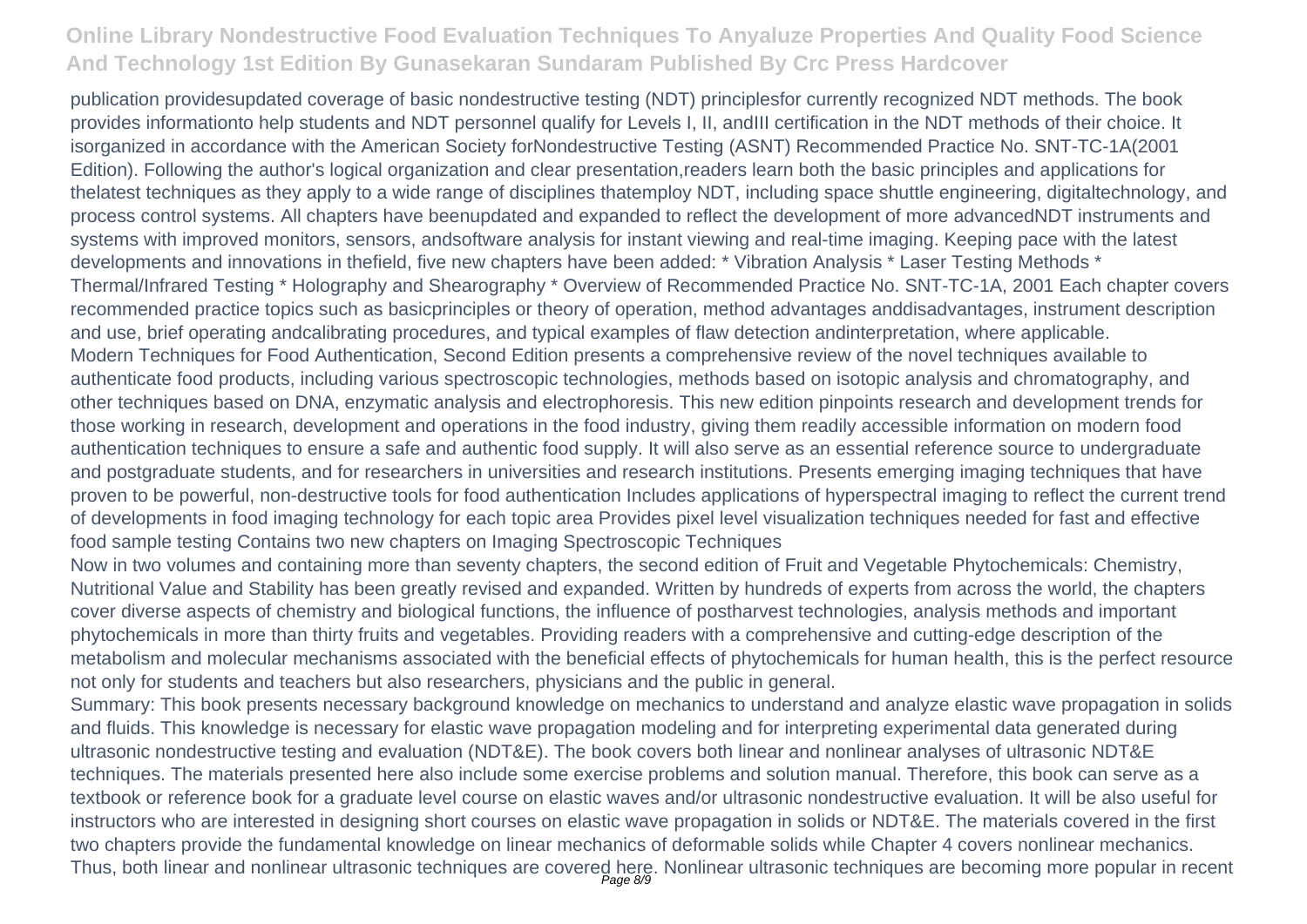publication providesupdated coverage of basic nondestructive testing (NDT) principlesfor currently recognized NDT methods. The book provides informationto help students and NDT personnel qualify for Levels I, II, andIII certification in the NDT methods of their choice. It isorganized in accordance with the American Society forNondestructive Testing (ASNT) Recommended Practice No. SNT-TC-1A(2001 Edition). Following the author's logical organization and clear presentation,readers learn both the basic principles and applications for thelatest techniques as they apply to a wide range of disciplines thatemploy NDT, including space shuttle engineering, digitaltechnology, and process control systems. All chapters have beenupdated and expanded to reflect the development of more advancedNDT instruments and systems with improved monitors, sensors, andsoftware analysis for instant viewing and real-time imaging. Keeping pace with the latest developments and innovations in thefield, five new chapters have been added: * Vibration Analysis * Laser Testing Methods * Thermal/Infrared Testing * Holography and Shearography * Overview of Recommended Practice No. SNT-TC-1A, 2001 Each chapter covers recommended practice topics such as basicprinciples or theory of operation, method advantages anddisadvantages, instrument description and use, brief operating andcalibrating procedures, and typical examples of flaw detection andinterpretation, where applicable.

Modern Techniques for Food Authentication, Second Edition presents a comprehensive review of the novel techniques available to authenticate food products, including various spectroscopic technologies, methods based on isotopic analysis and chromatography, and other techniques based on DNA, enzymatic analysis and electrophoresis. This new edition pinpoints research and development trends for those working in research, development and operations in the food industry, giving them readily accessible information on modern food authentication techniques to ensure a safe and authentic food supply. It will also serve as an essential reference source to undergraduate and postgraduate students, and for researchers in universities and research institutions. Presents emerging imaging techniques that have proven to be powerful, non-destructive tools for food authentication Includes applications of hyperspectral imaging to reflect the current trend of developments in food imaging technology for each topic area Provides pixel level visualization techniques needed for fast and effective food sample testing Contains two new chapters on Imaging Spectroscopic Techniques

Now in two volumes and containing more than seventy chapters, the second edition of Fruit and Vegetable Phytochemicals: Chemistry, Nutritional Value and Stability has been greatly revised and expanded. Written by hundreds of experts from across the world, the chapters cover diverse aspects of chemistry and biological functions, the influence of postharvest technologies, analysis methods and important phytochemicals in more than thirty fruits and vegetables. Providing readers with a comprehensive and cutting-edge description of the metabolism and molecular mechanisms associated with the beneficial effects of phytochemicals for human health, this is the perfect resource not only for students and teachers but also researchers, physicians and the public in general.

Summary: This book presents necessary background knowledge on mechanics to understand and analyze elastic wave propagation in solids and fluids. This knowledge is necessary for elastic wave propagation modeling and for interpreting experimental data generated during ultrasonic nondestructive testing and evaluation (NDT&E). The book covers both linear and nonlinear analyses of ultrasonic NDT&E techniques. The materials presented here also include some exercise problems and solution manual. Therefore, this book can serve as a textbook or reference book for a graduate level course on elastic waves and/or ultrasonic nondestructive evaluation. It will be also useful for instructors who are interested in designing short courses on elastic wave propagation in solids or NDT&E. The materials covered in the first two chapters provide the fundamental knowledge on linear mechanics of deformable solids while Chapter 4 covers nonlinear mechanics. Thus, both linear and nonlinear ultrasonic techniques are covered here. Nonlinear ultrasonic techniques are becoming more popular in recent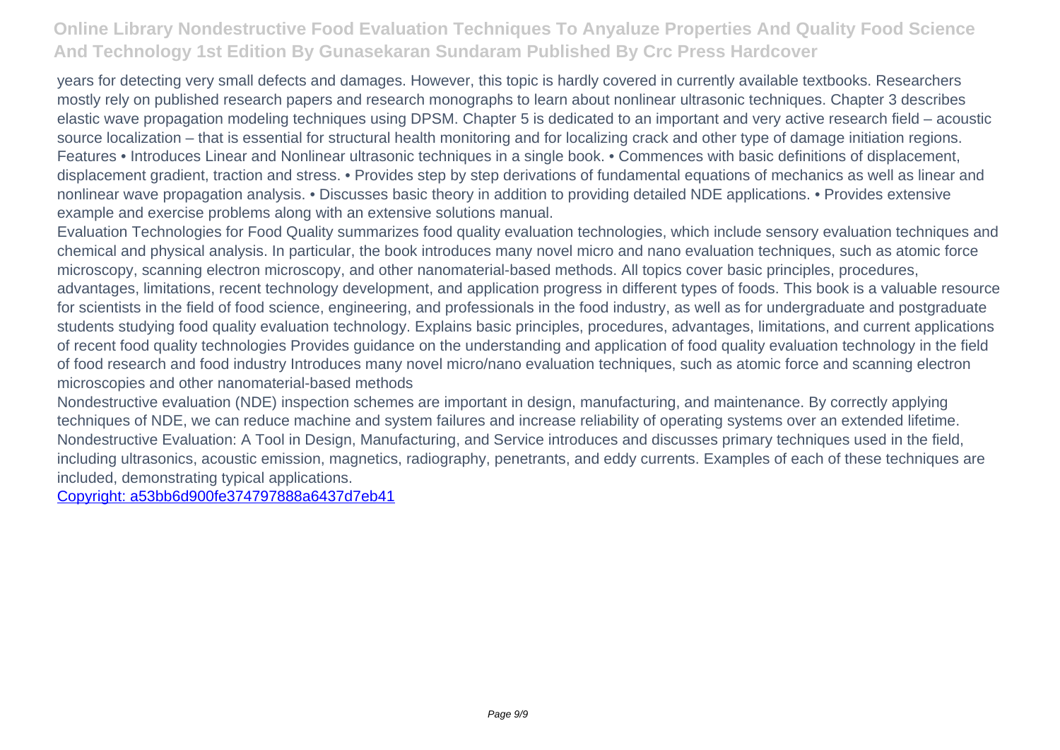years for detecting very small defects and damages. However, this topic is hardly covered in currently available textbooks. Researchers mostly rely on published research papers and research monographs to learn about nonlinear ultrasonic techniques. Chapter 3 describes elastic wave propagation modeling techniques using DPSM. Chapter 5 is dedicated to an important and very active research field – acoustic source localization – that is essential for structural health monitoring and for localizing crack and other type of damage initiation regions. Features • Introduces Linear and Nonlinear ultrasonic techniques in a single book. • Commences with basic definitions of displacement, displacement gradient, traction and stress. • Provides step by step derivations of fundamental equations of mechanics as well as linear and nonlinear wave propagation analysis. • Discusses basic theory in addition to providing detailed NDE applications. • Provides extensive example and exercise problems along with an extensive solutions manual.

Evaluation Technologies for Food Quality summarizes food quality evaluation technologies, which include sensory evaluation techniques and chemical and physical analysis. In particular, the book introduces many novel micro and nano evaluation techniques, such as atomic force microscopy, scanning electron microscopy, and other nanomaterial-based methods. All topics cover basic principles, procedures, advantages, limitations, recent technology development, and application progress in different types of foods. This book is a valuable resource for scientists in the field of food science, engineering, and professionals in the food industry, as well as for undergraduate and postgraduate students studying food quality evaluation technology. Explains basic principles, procedures, advantages, limitations, and current applications of recent food quality technologies Provides guidance on the understanding and application of food quality evaluation technology in the field of food research and food industry Introduces many novel micro/nano evaluation techniques, such as atomic force and scanning electron microscopies and other nanomaterial-based methods

Nondestructive evaluation (NDE) inspection schemes are important in design, manufacturing, and maintenance. By correctly applying techniques of NDE, we can reduce machine and system failures and increase reliability of operating systems over an extended lifetime. Nondestructive Evaluation: A Tool in Design, Manufacturing, and Service introduces and discusses primary techniques used in the field, including ultrasonics, acoustic emission, magnetics, radiography, penetrants, and eddy currents. Examples of each of these techniques are included, demonstrating typical applications.

Copyright: a53bb6d900fe374797888a6437d7eb41